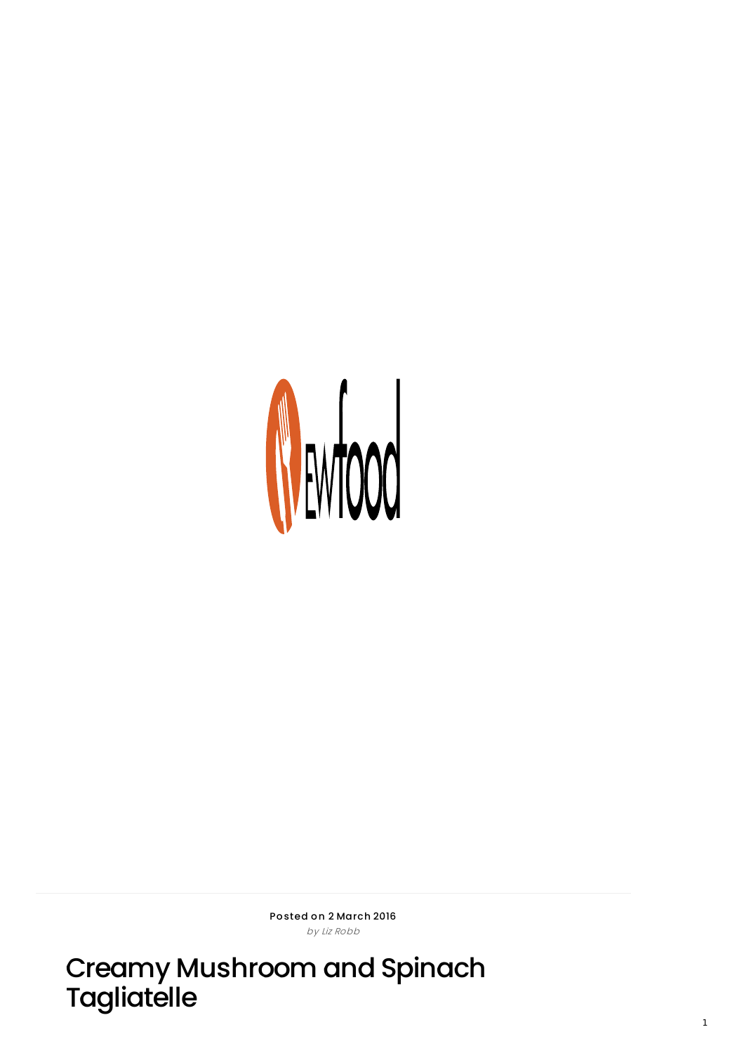Posted on 2 March 2016

*by Liz Robb*

# Creamy Mushroom and Spinach Tagliatelle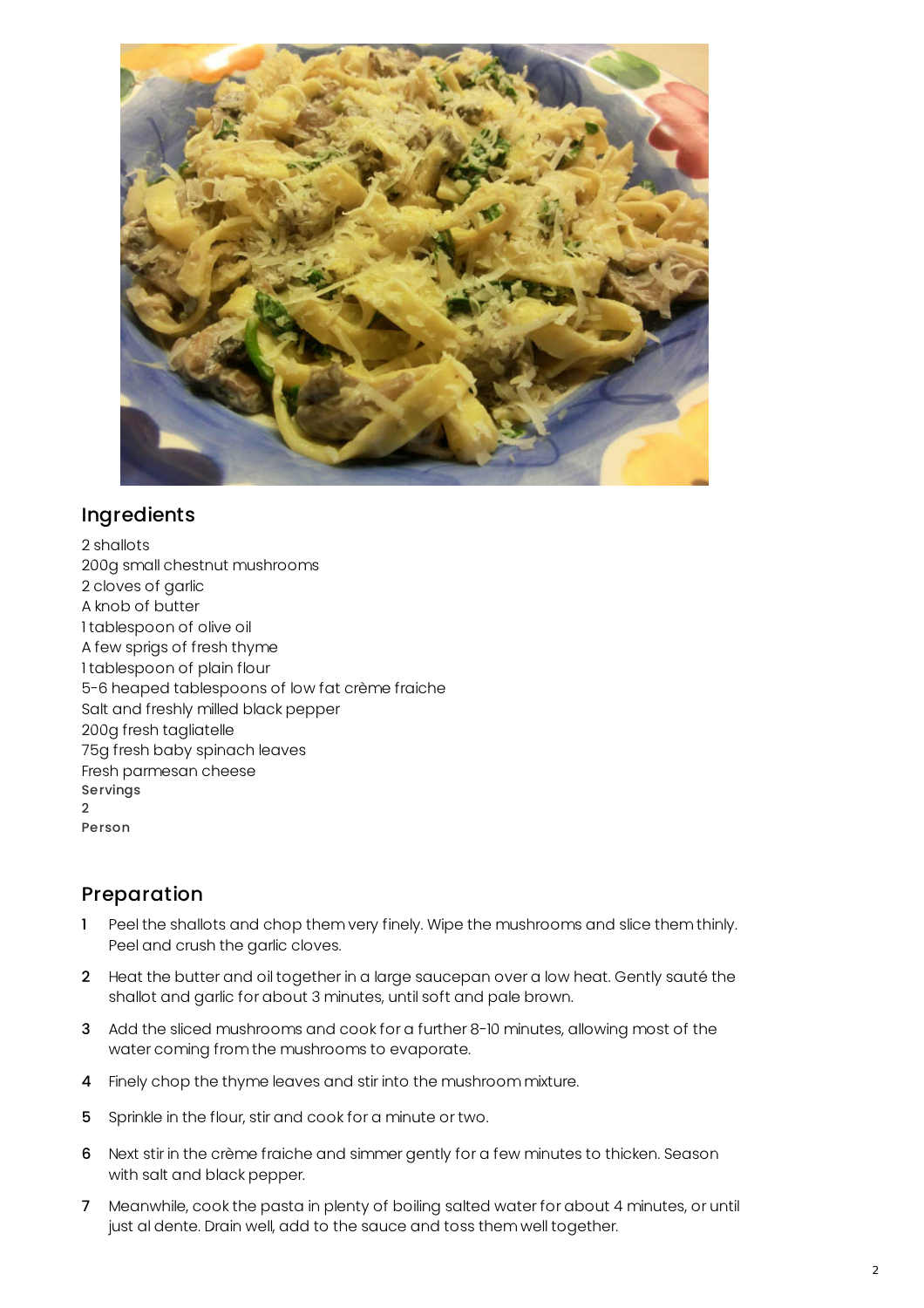## Ingredients

2 shallots
200g small chestnut mushrooms
2 cloves of garlic
A knob of butter
1 tablespoon of olive oil
A few sprigs of fresh thyme
1 tablespoon of plain flour
5-6 heaped tablespoons of low fat crème fraiche
Salt and freshly milled black pepper
200g fresh tagliatelle
75g fresh baby spinach leaves
Fresh parmesan cheese

**Servings**
2
**Person**

## Preparation

1. Peel the shallots and chop them very finely. Wipe the mushrooms and slice them thinly. Peel and crush the garlic cloves.
2. Heat the butter and oil together in a large saucepan over a low heat. Gently sauté the shallot and garlic for about 3 minutes, until soft and pale brown.
3. Add the sliced mushrooms and cook for a further 8-10 minutes, allowing most of the water coming from the mushrooms to evaporate.
4. Finely chop the thyme leaves and stir into the mushroom mixture.
5. Sprinkle in the flour, stir and cook for a minute or two.
6. Next stir in the crème fraiche and simmer gently for a few minutes to thicken. Season with salt and black pepper.
7. Meanwhile, cook the pasta in plenty of boiling salted water for about 4 minutes, or until just al dente. Drain well, add to the sauce and toss them well together.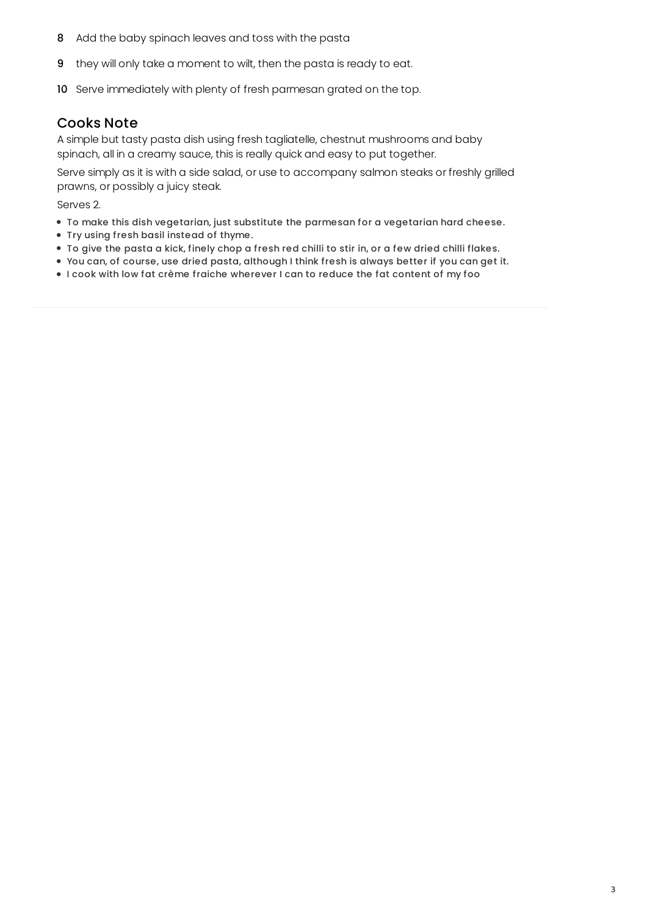8. Add the baby spinach leaves and toss with the pasta
9. they will only take a moment to wilt, then the pasta is ready to eat.
10. Serve immediately with plenty of fresh parmesan grated on the top.

## Cooks Note

A simple but tasty pasta dish using fresh tagliatelle, chestnut mushrooms and baby spinach, all in a creamy sauce, this is really quick and easy to put together.

Serve simply as it is with a side salad, or use to accompany salmon steaks or freshly grilled prawns, or possibly a juicy steak.

Serves 2.

- To make this dish vegetarian, just substitute the parmesan for a vegetarian hard cheese.
- Try using fresh basil instead of thyme.
- To give the pasta a kick, finely chop a fresh red chilli to stir in, or a few dried chilli flakes.
- You can, of course, use dried pasta, although I think fresh is always better if you can get it.
- I cook with low fat crème fraiche wherever I can to reduce the fat content of my foo